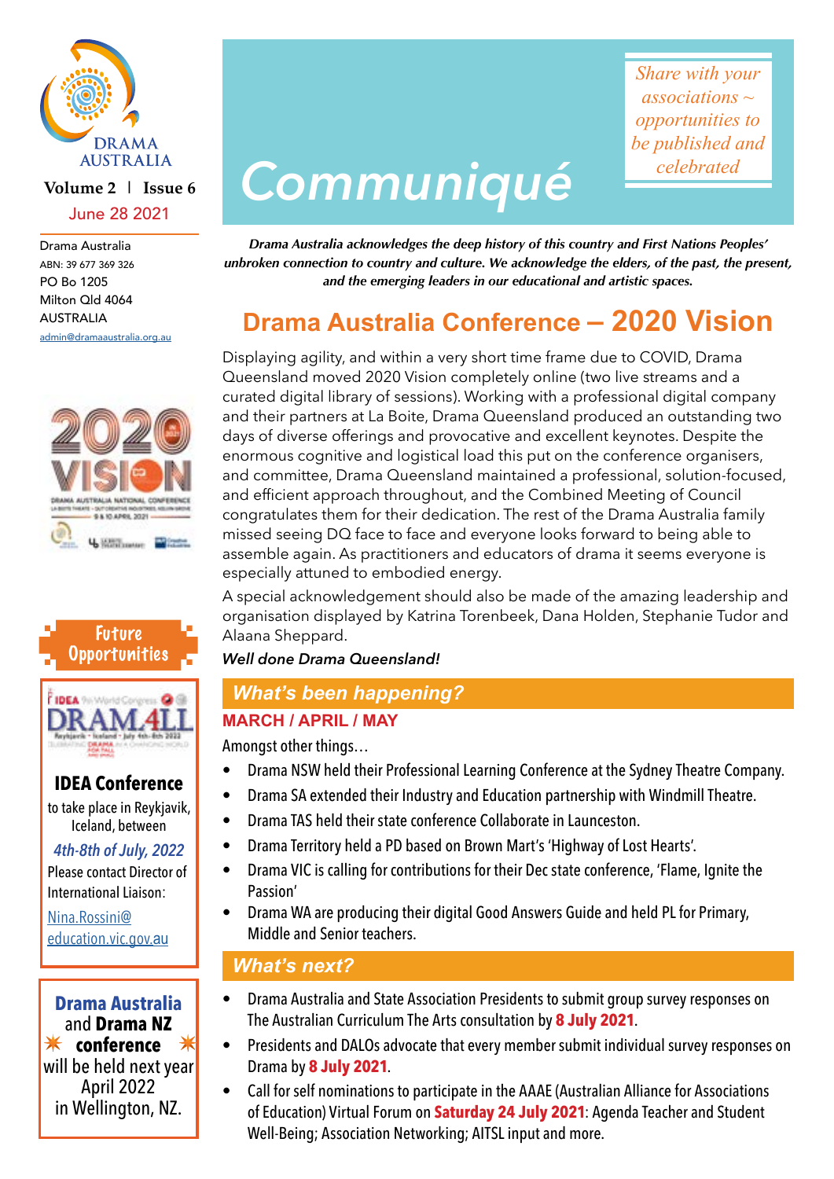DRAMA AUSTRALIA

**Volume 2 | Issue 6**

June 28 2021

Drama Australia
ABN: 39 677 369 326
PO Bo 1205
Milton Qld 4064
AUSTRALIA
admin@dramaaustralia.org.au

# Communiqué

*Share with your associations ~ opportunities to be published and celebrated*

***Drama Australia acknowledges the deep history of this country and First Nations Peoples' unbroken connection to country and culture. We acknowledge the elders, of the past, the present, and the emerging leaders in our educational and artistic spaces.***

## Drama Australia Conference – 2020 Vision

Displaying agility, and within a very short time frame due to COVID, Drama Queensland moved 2020 Vision completely online (two live streams and a curated digital library of sessions). Working with a professional digital company and their partners at La Boite, Drama Queensland produced an outstanding two days of diverse offerings and provocative and excellent keynotes. Despite the enormous cognitive and logistical load this put on the conference organisers, and committee, Drama Queensland maintained a professional, solution-focused, and efficient approach throughout, and the Combined Meeting of Council congratulates them for their dedication. The rest of the Drama Australia family missed seeing DQ face to face and everyone looks forward to being able to assemble again. As practitioners and educators of drama it seems everyone is especially attuned to embodied energy.

A special acknowledgement should also be made of the amazing leadership and organisation displayed by Katrina Torenbeek, Dana Holden, Stephanie Tudor and Alaana Sheppard.

***Well done Drama Queensland!***

## What's been happening?

### MARCH / APRIL / MAY

Amongst other things…

- Drama NSW held their Professional Learning Conference at the Sydney Theatre Company.
- Drama SA extended their Industry and Education partnership with Windmill Theatre.
- Drama TAS held their state conference Collaborate in Launceston.
- Drama Territory held a PD based on Brown Mart's 'Highway of Lost Hearts'.
- Drama VIC is calling for contributions for their Dec state conference, 'Flame, Ignite the Passion'
- Drama WA are producing their digital Good Answers Guide and held PL for Primary, Middle and Senior teachers.

## What's next?

- Drama Australia and State Association Presidents to submit group survey responses on The Australian Curriculum The Arts consultation by **8 July 2021**.
- Presidents and DALOs advocate that every member submit individual survey responses on Drama by **8 July 2021**.
- Call for self nominations to participate in the AAAE (Australian Alliance for Associations of Education) Virtual Forum on **Saturday 24 July 2021**: Agenda Teacher and Student Well-Being; Association Networking; AITSL input and more.

## Future Opportunities

**IDEA Conference**

to take place in Reykjavik, Iceland, between

*4th-8th of July, 2022*

Please contact Director of International Liaison:

Nina.Rossini@education.vic.gov.au

**Drama Australia** and **Drama NZ** **conference** will be held next year April 2022 in Wellington, NZ.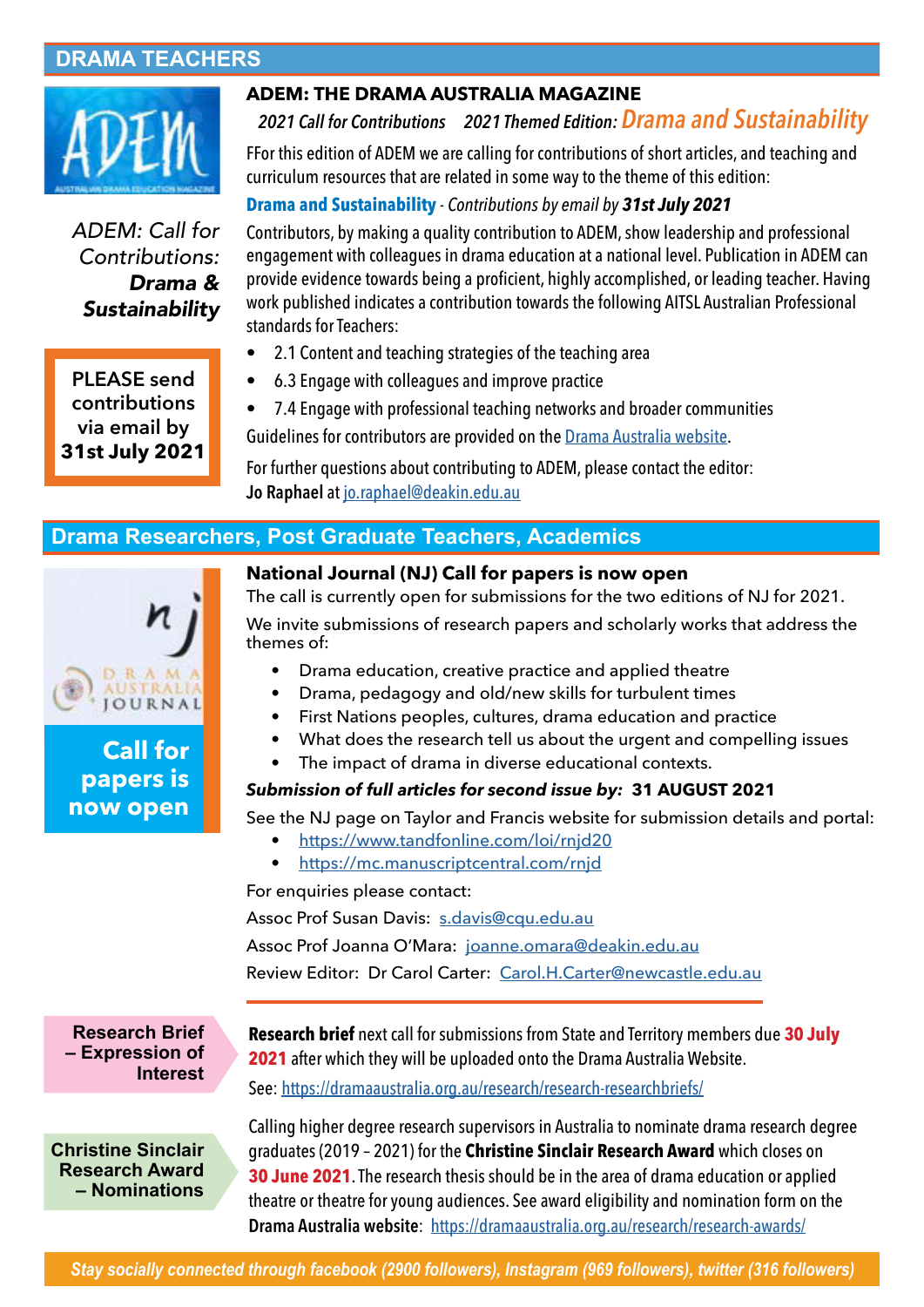## DRAMA TEACHERS

*ADEM: Call for Contributions:* ***Drama & Sustainability***

**PLEASE send contributions via email by 31st July 2021**

### ADEM: THE DRAMA AUSTRALIA MAGAZINE

*2021 Call for Contributions* *2021 Themed Edition:* *Drama and Sustainability*

FFor this edition of ADEM we are calling for contributions of short articles, and teaching and curriculum resources that are related in some way to the theme of this edition:

**Drama and Sustainability** - *Contributions by email by* ***31st July 2021***

Contributors, by making a quality contribution to ADEM, show leadership and professional engagement with colleagues in drama education at a national level. Publication in ADEM can provide evidence towards being a proficient, highly accomplished, or leading teacher. Having work published indicates a contribution towards the following AITSL Australian Professional standards for Teachers:

- 2.1 Content and teaching strategies of the teaching area
- 6.3 Engage with colleagues and improve practice
- 7.4 Engage with professional teaching networks and broader communities

Guidelines for contributors are provided on the Drama Australia website.

For further questions about contributing to ADEM, please contact the editor: **Jo Raphael** at jo.raphael@deakin.edu.au

## Drama Researchers, Post Graduate Teachers, Academics

**Call for papers is now open**

### National Journal (NJ) Call for papers is now open

The call is currently open for submissions for the two editions of NJ for 2021.

We invite submissions of research papers and scholarly works that address the themes of:

- Drama education, creative practice and applied theatre
- Drama, pedagogy and old/new skills for turbulent times
- First Nations peoples, cultures, drama education and practice
- What does the research tell us about the urgent and compelling issues
- The impact of drama in diverse educational contexts.

***Submission of full articles for second issue by:*** **31 AUGUST 2021**

See the NJ page on Taylor and Francis website for submission details and portal:

- https://www.tandfonline.com/loi/rnjd20
- https://mc.manuscriptcentral.com/rnjd

For enquiries please contact:

Assoc Prof Susan Davis: s.davis@cqu.edu.au

Assoc Prof Joanna O'Mara: joanne.omara@deakin.edu.au

Review Editor: Dr Carol Carter: Carol.H.Carter@newcastle.edu.au

**Research Brief – Expression of Interest**

**Research brief** next call for submissions from State and Territory members due **30 July 2021** after which they will be uploaded onto the Drama Australia Website.

See: https://dramaaustralia.org.au/research/research-researchbriefs/

**Christine Sinclair Research Award – Nominations**

Calling higher degree research supervisors in Australia to nominate drama research degree graduates (2019 – 2021) for the **Christine Sinclair Research Award** which closes on **30 June 2021**. The research thesis should be in the area of drama education or applied theatre or theatre for young audiences. See award eligibility and nomination form on the **Drama Australia website**: https://dramaaustralia.org.au/research/research-awards/

*Stay socially connected through facebook (2900 followers), Instagram (969 followers), twitter (316 followers)*